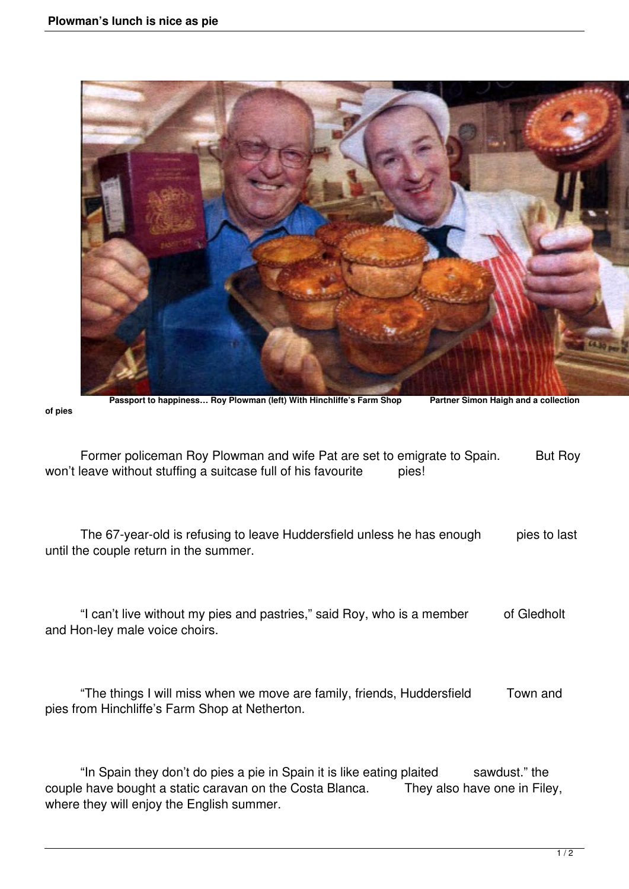Passport to happiness… Roy Plowman (left) With Hinchliffe's Farm Shop Partner Simon Haigh and a collection of pies

Former policeman Roy Plowman and wife Pat are set to emigrate to Spain. But Roy won't leave without stuffing a suitcase full of his favourite pies!

The 67-year-old is refusing to leave Huddersfield unless he has enough pies to last until the couple return in the summer.

"I can't live without my pies and pastries," said Roy, who is a member of Gledholt and Hon-ley male voice choirs.

"The things I will miss when we move are family, friends, Huddersfield Town and pies from Hinchliffe's Farm Shop at Netherton.

"In Spain they don't do pies a pie in Spain it is like eating plaited sawdust." the couple have bought a static caravan on the Costa Blanca. They also have one in Filey, where they will enjoy the English summer.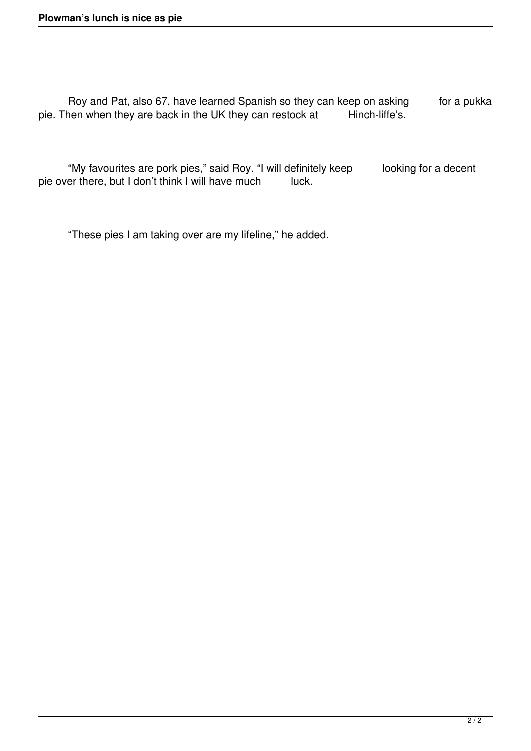Roy and Pat, also 67, have learned Spanish so they can keep on asking for a pukka pie. Then when they are back in the UK they can restock at Hinch-liffe's.

"My favourites are pork pies," said Roy. "I will definitely keep looking for a decent pie over there, but I don't think I will have much luck.

"These pies I am taking over are my lifeline," he added.